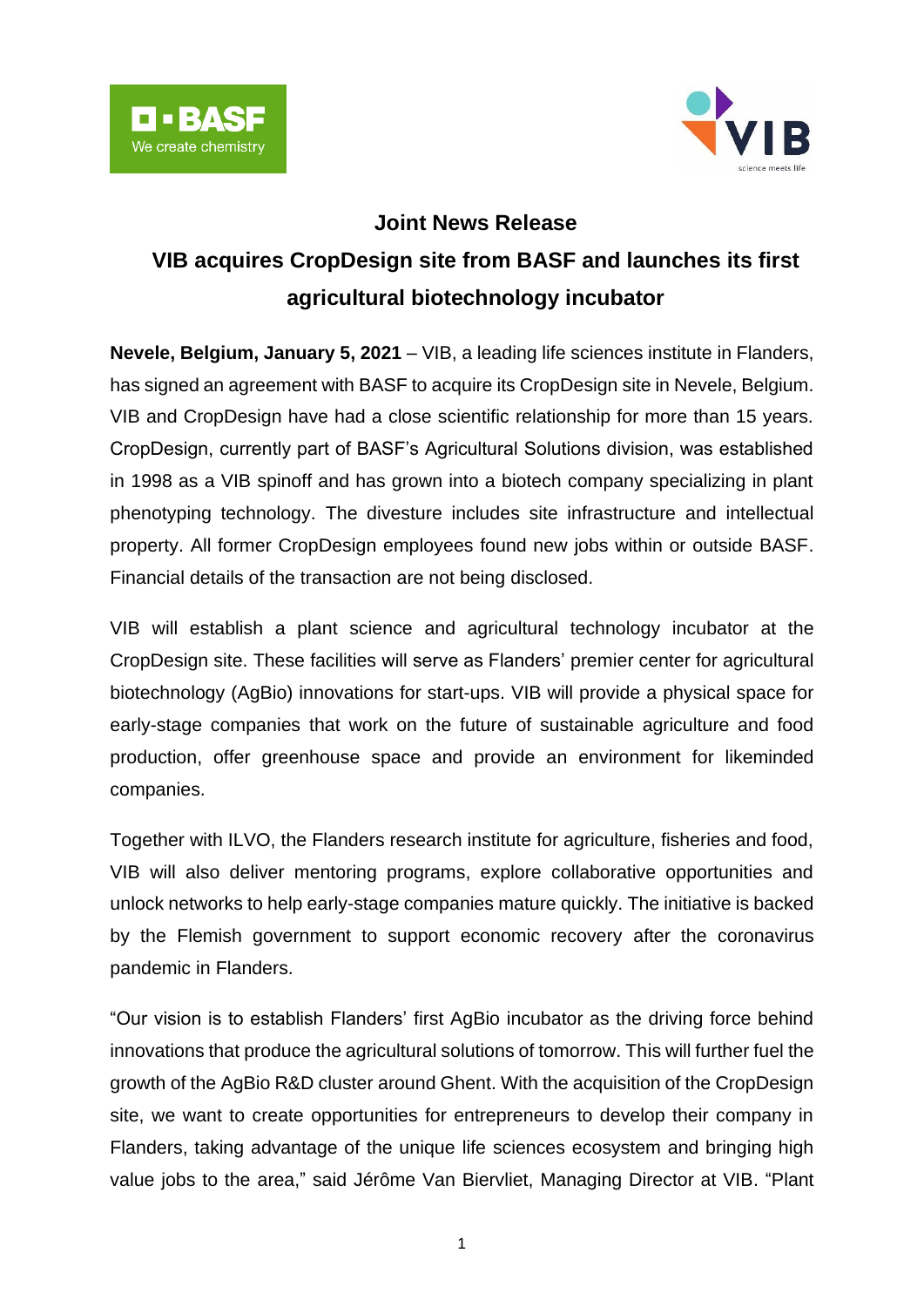## Joint News Release

# VIB acquires CropDesign site from BASF and launches its first agricultural biotechnology incubator

**Nevele, Belgium, January 5, 2021** – VIB, a leading life sciences institute in Flanders, has signed an agreement with BASF to acquire its CropDesign site in Nevele, Belgium. VIB and CropDesign have had a close scientific relationship for more than 15 years. CropDesign, currently part of BASF's Agricultural Solutions division, was established in 1998 as a VIB spinoff and has grown into a biotech company specializing in plant phenotyping technology. The divesture includes site infrastructure and intellectual property. All former CropDesign employees found new jobs within or outside BASF. Financial details of the transaction are not being disclosed.

VIB will establish a plant science and agricultural technology incubator at the CropDesign site. These facilities will serve as Flanders' premier center for agricultural biotechnology (AgBio) innovations for start-ups. VIB will provide a physical space for early-stage companies that work on the future of sustainable agriculture and food production, offer greenhouse space and provide an environment for likeminded companies.

Together with ILVO, the Flanders research institute for agriculture, fisheries and food, VIB will also deliver mentoring programs, explore collaborative opportunities and unlock networks to help early-stage companies mature quickly. The initiative is backed by the Flemish government to support economic recovery after the coronavirus pandemic in Flanders.

"Our vision is to establish Flanders' first AgBio incubator as the driving force behind innovations that produce the agricultural solutions of tomorrow. This will further fuel the growth of the AgBio R&D cluster around Ghent. With the acquisition of the CropDesign site, we want to create opportunities for entrepreneurs to develop their company in Flanders, taking advantage of the unique life sciences ecosystem and bringing high value jobs to the area," said Jérôme Van Biervliet, Managing Director at VIB. "Plant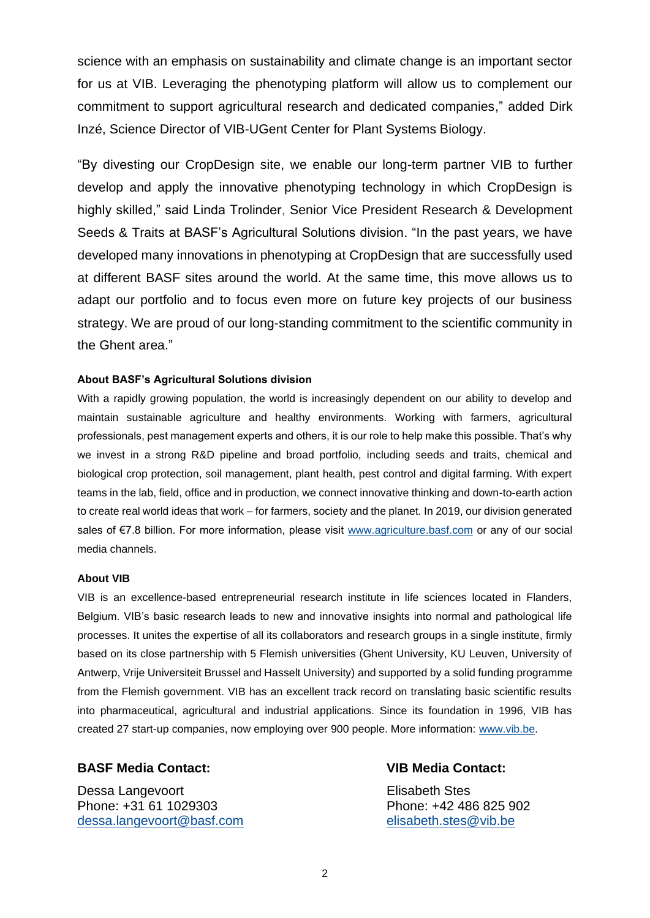science with an emphasis on sustainability and climate change is an important sector for us at VIB. Leveraging the phenotyping platform will allow us to complement our commitment to support agricultural research and dedicated companies," added Dirk Inzé, Science Director of VIB-UGent Center for Plant Systems Biology.

"By divesting our CropDesign site, we enable our long-term partner VIB to further develop and apply the innovative phenotyping technology in which CropDesign is highly skilled," said Linda Trolinder, Senior Vice President Research & Development Seeds & Traits at BASF's Agricultural Solutions division. "In the past years, we have developed many innovations in phenotyping at CropDesign that are successfully used at different BASF sites around the world. At the same time, this move allows us to adapt our portfolio and to focus even more on future key projects of our business strategy. We are proud of our long-standing commitment to the scientific community in the Ghent area."

**About BASF's Agricultural Solutions division**

With a rapidly growing population, the world is increasingly dependent on our ability to develop and maintain sustainable agriculture and healthy environments. Working with farmers, agricultural professionals, pest management experts and others, it is our role to help make this possible. That's why we invest in a strong R&D pipeline and broad portfolio, including seeds and traits, chemical and biological crop protection, soil management, plant health, pest control and digital farming. With expert teams in the lab, field, office and in production, we connect innovative thinking and down-to-earth action to create real world ideas that work – for farmers, society and the planet. In 2019, our division generated sales of €7.8 billion. For more information, please visit www.agriculture.basf.com or any of our social media channels.

**About VIB**

VIB is an excellence-based entrepreneurial research institute in life sciences located in Flanders, Belgium. VIB's basic research leads to new and innovative insights into normal and pathological life processes. It unites the expertise of all its collaborators and research groups in a single institute, firmly based on its close partnership with 5 Flemish universities (Ghent University, KU Leuven, University of Antwerp, Vrije Universiteit Brussel and Hasselt University) and supported by a solid funding programme from the Flemish government. VIB has an excellent track record on translating basic scientific results into pharmaceutical, agricultural and industrial applications. Since its foundation in 1996, VIB has created 27 start-up companies, now employing over 900 people. More information: www.vib.be.

**BASF Media Contact:**

Dessa Langevoort
Phone: +31 61 1029303
dessa.langevoort@basf.com

**VIB Media Contact:**

Elisabeth Stes
Phone: +42 486 825 902
elisabeth.stes@vib.be